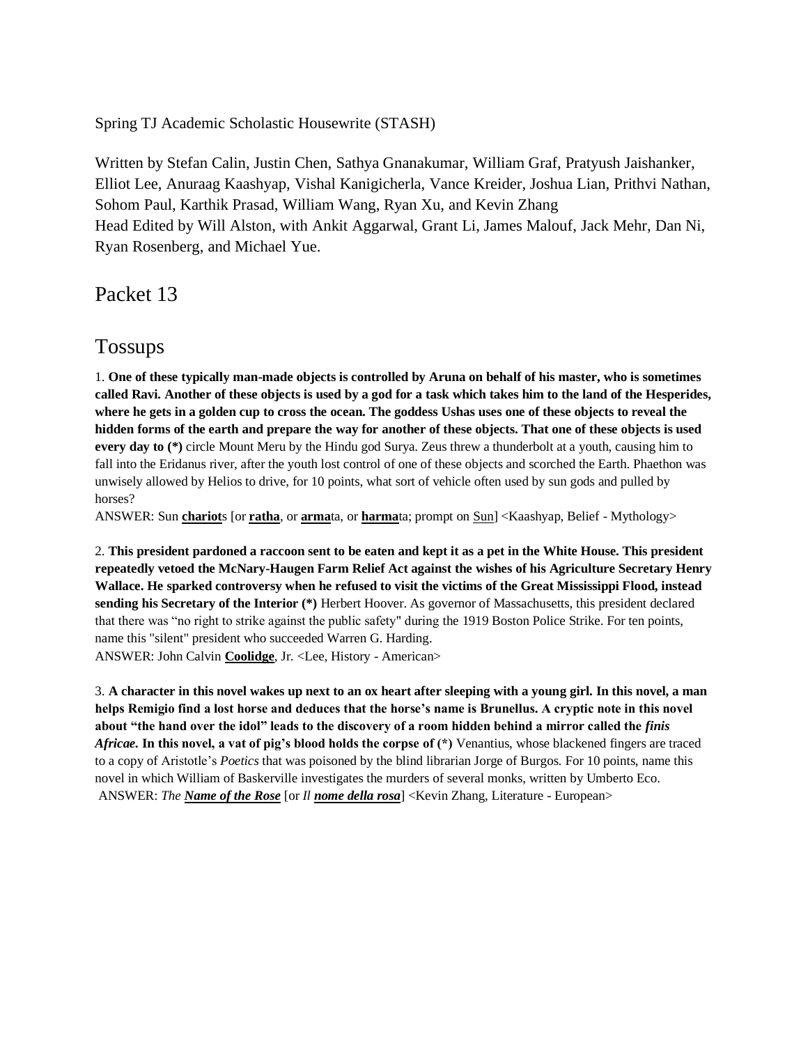Spring TJ Academic Scholastic Housewrite (STASH)

Written by Stefan Calin, Justin Chen, Sathya Gnanakumar, William Graf, Pratyush Jaishanker, Elliot Lee, Anuraag Kaashyap, Vishal Kanigicherla, Vance Kreider, Joshua Lian, Prithvi Nathan, Sohom Paul, Karthik Prasad, William Wang, Ryan Xu, and Kevin Zhang
Head Edited by Will Alston, with Ankit Aggarwal, Grant Li, James Malouf, Jack Mehr, Dan Ni, Ryan Rosenberg, and Michael Yue.

# Packet 13

## Tossups

1. **One of these typically man-made objects is controlled by Aruna on behalf of his master, who is sometimes called Ravi. Another of these objects is used by a god for a task which takes him to the land of the Hesperides, where he gets in a golden cup to cross the ocean. The goddess Ushas uses one of these objects to reveal the hidden forms of the earth and prepare the way for another of these objects. That one of these objects is used every day to (*)** circle Mount Meru by the Hindu god Surya. Zeus threw a thunderbolt at a youth, causing him to fall into the Eridanus river, after the youth lost control of one of these objects and scorched the Earth. Phaethon was unwisely allowed by Helios to drive, for 10 points, what sort of vehicle often used by sun gods and pulled by horses?
ANSWER: Sun **<u>chariot</u>**s [or **<u>ratha</u>**, or **<u>arma</u>**ta, or **<u>harma</u>**ta; prompt on <u>Sun</u>] <Kaashyap, Belief - Mythology>

2. **This president pardoned a raccoon sent to be eaten and kept it as a pet in the White House. This president repeatedly vetoed the McNary-Haugen Farm Relief Act against the wishes of his Agriculture Secretary Henry Wallace. He sparked controversy when he refused to visit the victims of the Great Mississippi Flood, instead sending his Secretary of the Interior (*)** Herbert Hoover. As governor of Massachusetts, this president declared that there was "no right to strike against the public safety" during the 1919 Boston Police Strike. For ten points, name this "silent" president who succeeded Warren G. Harding.
ANSWER: John Calvin **<u>Coolidge</u>**, Jr. <Lee, History - American>

3. **A character in this novel wakes up next to an ox heart after sleeping with a young girl. In this novel, a man helps Remigio find a lost horse and deduces that the horse's name is Brunellus. A cryptic note in this novel about "the hand over the idol" leads to the discovery of a room hidden behind a mirror called the *finis Africae.* In this novel, a vat of pig's blood holds the corpse of (*)** Venantius, whose blackened fingers are traced to a copy of Aristotle's *Poetics* that was poisoned by the blind librarian Jorge of Burgos. For 10 points, name this novel in which William of Baskerville investigates the murders of several monks, written by Umberto Eco.
ANSWER: *The **<u>Name of the Rose</u>*** [or *Il **<u>nome della rosa</u>***] <Kevin Zhang, Literature - European>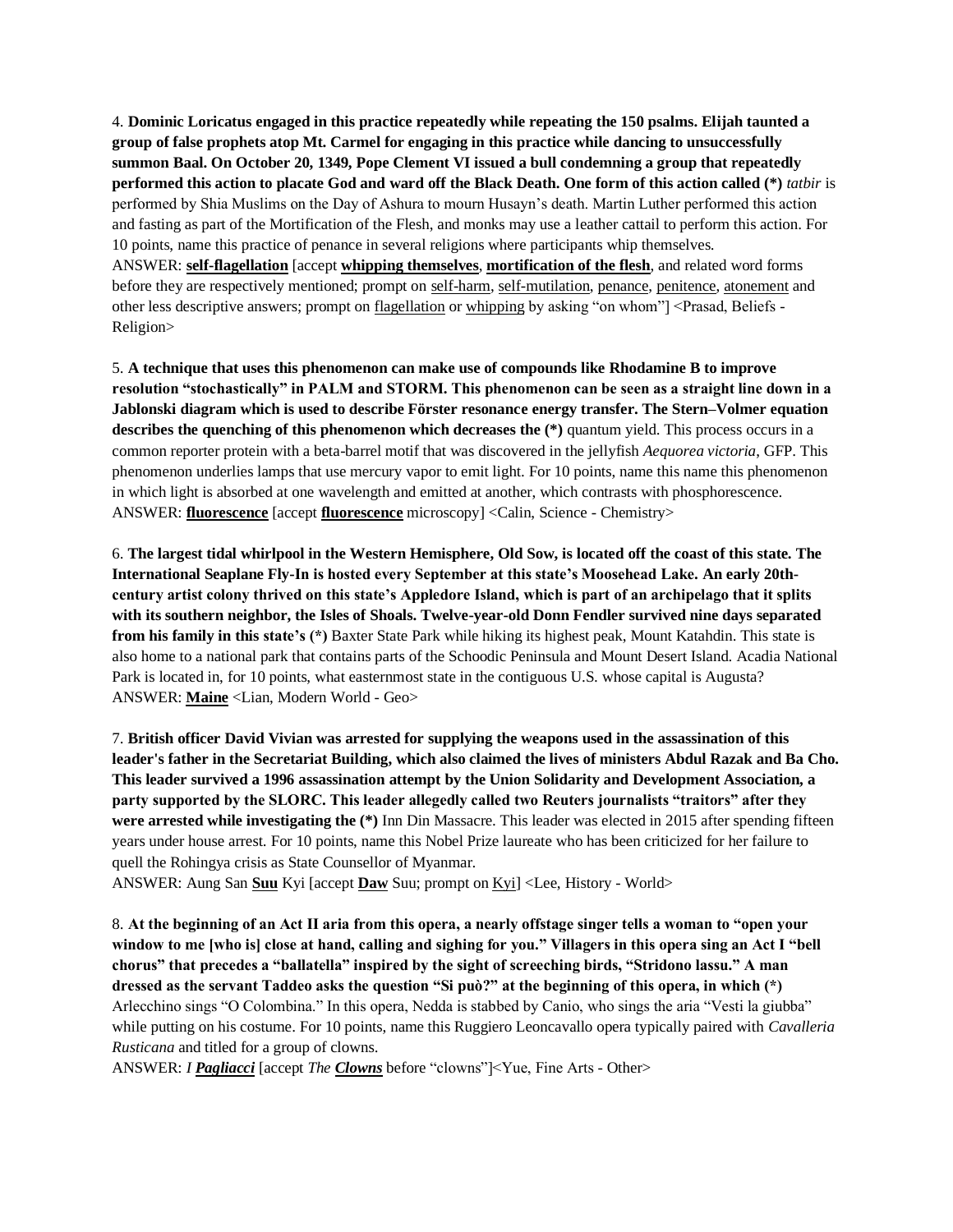4. **Dominic Loricatus engaged in this practice repeatedly while repeating the 150 psalms. Elijah taunted a group of false prophets atop Mt. Carmel for engaging in this practice while dancing to unsuccessfully summon Baal. On October 20, 1349, Pope Clement VI issued a bull condemning a group that repeatedly performed this action to placate God and ward off the Black Death. One form of this action called (*)** *tatbir* is performed by Shia Muslims on the Day of Ashura to mourn Husayn's death. Martin Luther performed this action and fasting as part of the Mortification of the Flesh, and monks may use a leather cattail to perform this action. For 10 points, name this practice of penance in several religions where participants whip themselves.
ANSWER: **self-flagellation** [accept **whipping themselves**, **mortification of the flesh**, and related word forms before they are respectively mentioned; prompt on self-harm, self-mutilation, penance, penitence, atonement and other less descriptive answers; prompt on flagellation or whipping by asking "on whom"] <Prasad, Beliefs - Religion>

5. **A technique that uses this phenomenon can make use of compounds like Rhodamine B to improve resolution "stochastically" in PALM and STORM. This phenomenon can be seen as a straight line down in a Jablonski diagram which is used to describe Förster resonance energy transfer. The Stern–Volmer equation describes the quenching of this phenomenon which decreases the (*)** quantum yield. This process occurs in a common reporter protein with a beta-barrel motif that was discovered in the jellyfish *Aequorea victoria*, GFP. This phenomenon underlies lamps that use mercury vapor to emit light. For 10 points, name this name this phenomenon in which light is absorbed at one wavelength and emitted at another, which contrasts with phosphorescence.
ANSWER: **fluorescence** [accept **fluorescence** microscopy] <Calin, Science - Chemistry>

6. **The largest tidal whirlpool in the Western Hemisphere, Old Sow, is located off the coast of this state. The International Seaplane Fly-In is hosted every September at this state's Moosehead Lake. An early 20th-century artist colony thrived on this state's Appledore Island, which is part of an archipelago that it splits with its southern neighbor, the Isles of Shoals. Twelve-year-old Donn Fendler survived nine days separated from his family in this state's (*)** Baxter State Park while hiking its highest peak, Mount Katahdin. This state is also home to a national park that contains parts of the Schoodic Peninsula and Mount Desert Island. Acadia National Park is located in, for 10 points, what easternmost state in the contiguous U.S. whose capital is Augusta?
ANSWER: **Maine** <Lian, Modern World - Geo>

7. **British officer David Vivian was arrested for supplying the weapons used in the assassination of this leader's father in the Secretariat Building, which also claimed the lives of ministers Abdul Razak and Ba Cho. This leader survived a 1996 assassination attempt by the Union Solidarity and Development Association, a party supported by the SLORC. This leader allegedly called two Reuters journalists "traitors" after they were arrested while investigating the (*)** Inn Din Massacre. This leader was elected in 2015 after spending fifteen years under house arrest. For 10 points, name this Nobel Prize laureate who has been criticized for her failure to quell the Rohingya crisis as State Counsellor of Myanmar.
ANSWER: Aung San **Suu** Kyi [accept **Daw** Suu; prompt on Kyi] <Lee, History - World>

8. **At the beginning of an Act II aria from this opera, a nearly offstage singer tells a woman to "open your window to me [who is] close at hand, calling and sighing for you." Villagers in this opera sing an Act I "bell chorus" that precedes a "ballatella" inspired by the sight of screeching birds, "Stridono lassu." A man dressed as the servant Taddeo asks the question "Si può?" at the beginning of this opera, in which (*)** Arlecchino sings "O Colombina." In this opera, Nedda is stabbed by Canio, who sings the aria "Vesti la giubba" while putting on his costume. For 10 points, name this Ruggiero Leoncavallo opera typically paired with *Cavalleria Rusticana* and titled for a group of clowns.
ANSWER: *I **Pagliacci*** [accept *The **Clowns*** before "clowns"]<Yue, Fine Arts - Other>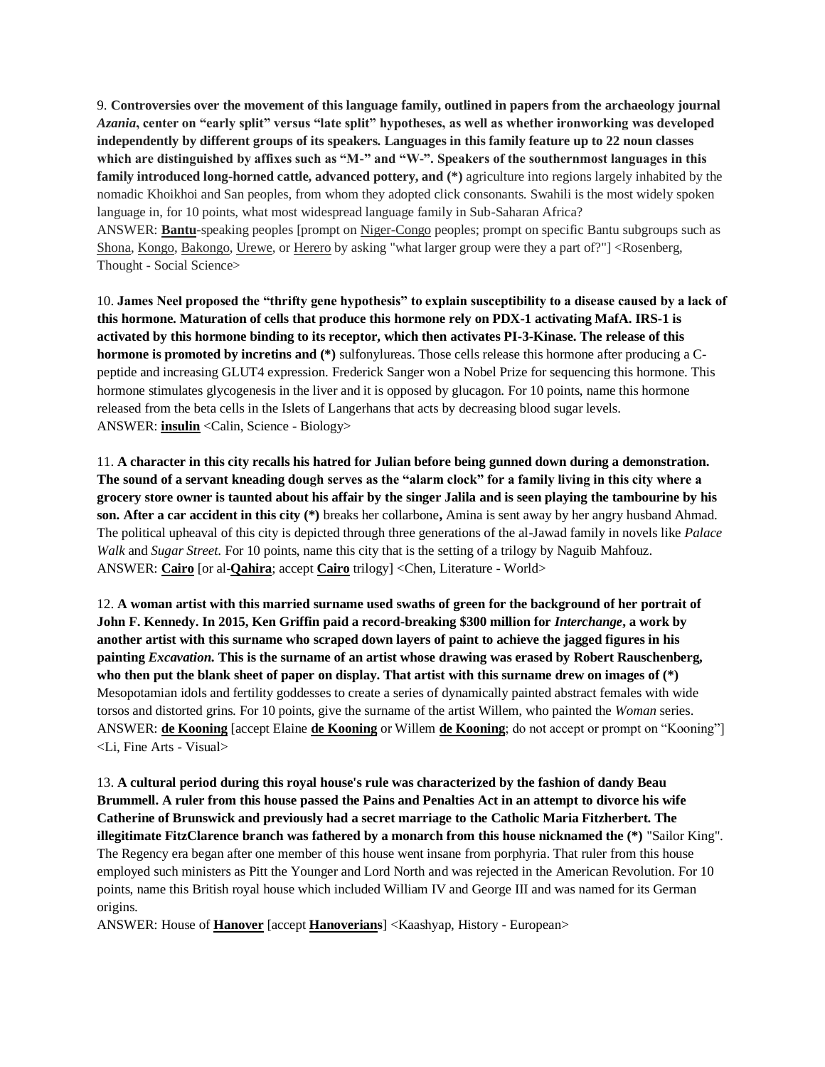9. **Controversies over the movement of this language family, outlined in papers from the archaeology journal *Azania*, center on "early split" versus "late split" hypotheses, as well as whether ironworking was developed independently by different groups of its speakers. Languages in this family feature up to 22 noun classes which are distinguished by affixes such as "M-" and "W-". Speakers of the southernmost languages in this family introduced long-horned cattle, advanced pottery, and (*)** agriculture into regions largely inhabited by the nomadic Khoikhoi and San peoples, from whom they adopted click consonants. Swahili is the most widely spoken language in, for 10 points, what most widespread language family in Sub-Saharan Africa?
ANSWER: **Bantu**-speaking peoples [prompt on Niger-Congo peoples; prompt on specific Bantu subgroups such as Shona, Kongo, Bakongo, Urewe, or Herero by asking "what larger group were they a part of?"] <Rosenberg, Thought - Social Science>

10. **James Neel proposed the "thrifty gene hypothesis" to explain susceptibility to a disease caused by a lack of this hormone. Maturation of cells that produce this hormone rely on PDX-1 activating MafA. IRS-1 is activated by this hormone binding to its receptor, which then activates PI-3-Kinase. The release of this hormone is promoted by incretins and (*)** sulfonylureas. Those cells release this hormone after producing a C-peptide and increasing GLUT4 expression. Frederick Sanger won a Nobel Prize for sequencing this hormone. This hormone stimulates glycogenesis in the liver and it is opposed by glucagon. For 10 points, name this hormone released from the beta cells in the Islets of Langerhans that acts by decreasing blood sugar levels.
ANSWER: **insulin** <Calin, Science - Biology>

11. **A character in this city recalls his hatred for Julian before being gunned down during a demonstration. The sound of a servant kneading dough serves as the "alarm clock" for a family living in this city where a grocery store owner is taunted about his affair by the singer Jalila and is seen playing the tambourine by his son. After a car accident in this city (*)** breaks her collarbone**,** Amina is sent away by her angry husband Ahmad. The political upheaval of this city is depicted through three generations of the al-Jawad family in novels like *Palace Walk* and *Sugar Street*. For 10 points, name this city that is the setting of a trilogy by Naguib Mahfouz.
ANSWER: **Cairo** [or al-**Qahira**; accept **Cairo** trilogy] <Chen, Literature - World>

12. **A woman artist with this married surname used swaths of green for the background of her portrait of John F. Kennedy. In 2015, Ken Griffin paid a record-breaking $300 million for *Interchange*, a work by another artist with this surname who scraped down layers of paint to achieve the jagged figures in his painting *Excavation*. This is the surname of an artist whose drawing was erased by Robert Rauschenberg, who then put the blank sheet of paper on display. That artist with this surname drew on images of (*)** Mesopotamian idols and fertility goddesses to create a series of dynamically painted abstract females with wide torsos and distorted grins. For 10 points, give the surname of the artist Willem, who painted the *Woman* series.
ANSWER: **de Kooning** [accept Elaine **de Kooning** or Willem **de Kooning**; do not accept or prompt on "Kooning"] <Li, Fine Arts - Visual>

13. **A cultural period during this royal house's rule was characterized by the fashion of dandy Beau Brummell. A ruler from this house passed the Pains and Penalties Act in an attempt to divorce his wife Catherine of Brunswick and previously had a secret marriage to the Catholic Maria Fitzherbert. The illegitimate FitzClarence branch was fathered by a monarch from this house nicknamed the (*)** "Sailor King". The Regency era began after one member of this house went insane from porphyria. That ruler from this house employed such ministers as Pitt the Younger and Lord North and was rejected in the American Revolution. For 10 points, name this British royal house which included William IV and George III and was named for its German origins.
ANSWER: House of **Hanover** [accept **Hanoverians**] <Kaashyap, History - European>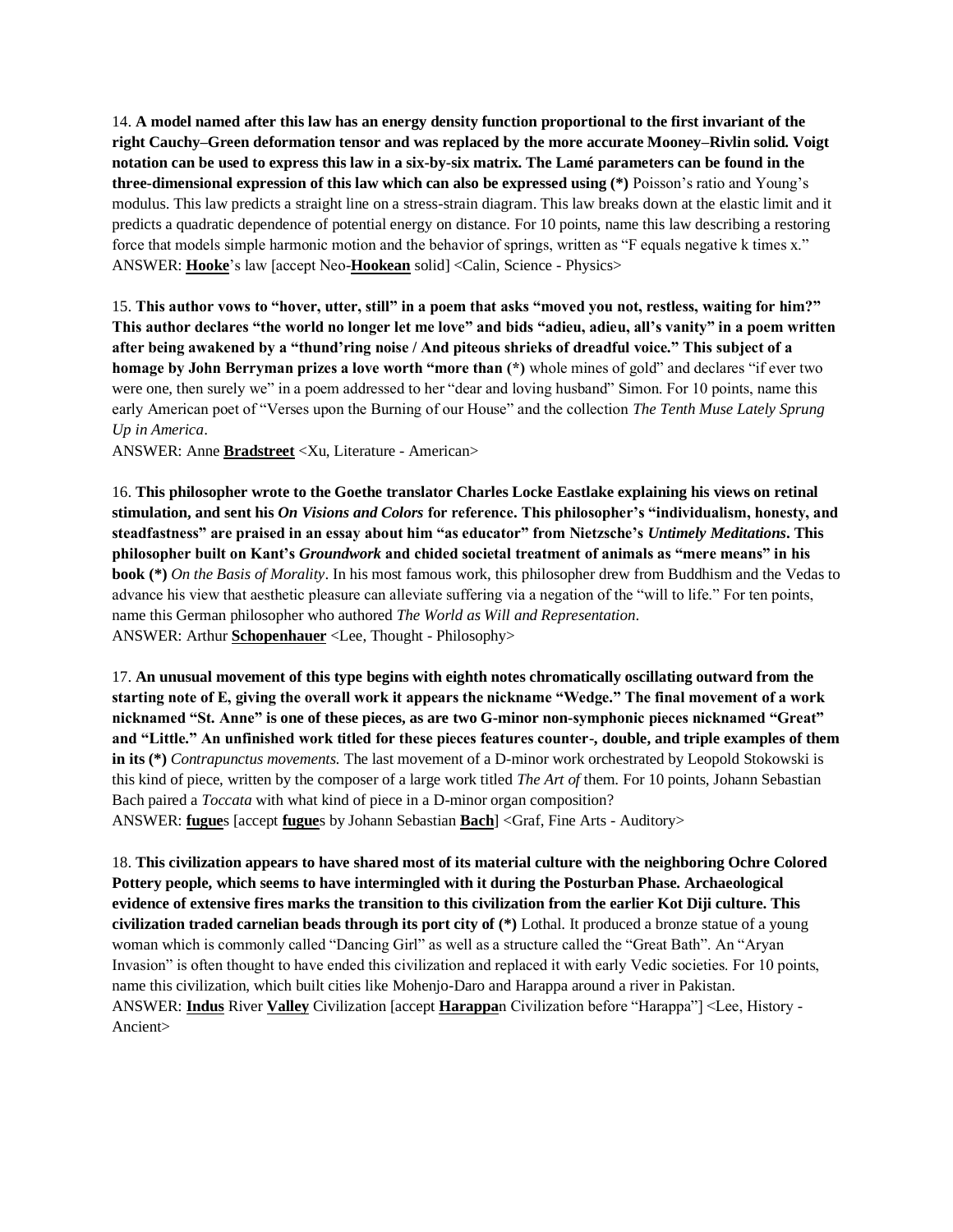14. **A model named after this law has an energy density function proportional to the first invariant of the right Cauchy–Green deformation tensor and was replaced by the more accurate Mooney–Rivlin solid. Voigt notation can be used to express this law in a six-by-six matrix. The Lamé parameters can be found in the three-dimensional expression of this law which can also be expressed using (*)** Poisson's ratio and Young's modulus. This law predicts a straight line on a stress-strain diagram. This law breaks down at the elastic limit and it predicts a quadratic dependence of potential energy on distance. For 10 points, name this law describing a restoring force that models simple harmonic motion and the behavior of springs, written as "F equals negative k times x."
ANSWER: **Hooke**'s law [accept Neo-**Hookean** solid] <Calin, Science - Physics>

15. **This author vows to "hover, utter, still" in a poem that asks "moved you not, restless, waiting for him?" This author declares "the world no longer let me love" and bids "adieu, adieu, all's vanity" in a poem written after being awakened by a "thund'ring noise / And piteous shrieks of dreadful voice." This subject of a homage by John Berryman prizes a love worth "more than (*)** whole mines of gold" and declares "if ever two were one, then surely we" in a poem addressed to her "dear and loving husband" Simon. For 10 points, name this early American poet of "Verses upon the Burning of our House" and the collection *The Tenth Muse Lately Sprung Up in America*.
ANSWER: Anne **Bradstreet** <Xu, Literature - American>

16. **This philosopher wrote to the Goethe translator Charles Locke Eastlake explaining his views on retinal stimulation, and sent his *On Visions and Colors* for reference. This philosopher's "individualism, honesty, and steadfastness" are praised in an essay about him "as educator" from Nietzsche's *Untimely Meditations*. This philosopher built on Kant's *Groundwork* and chided societal treatment of animals as "mere means" in his book (*)** *On the Basis of Morality*. In his most famous work, this philosopher drew from Buddhism and the Vedas to advance his view that aesthetic pleasure can alleviate suffering via a negation of the "will to life." For ten points, name this German philosopher who authored *The World as Will and Representation*.
ANSWER: Arthur **Schopenhauer** <Lee, Thought - Philosophy>

17. **An unusual movement of this type begins with eighth notes chromatically oscillating outward from the starting note of E, giving the overall work it appears the nickname "Wedge." The final movement of a work nicknamed "St. Anne" is one of these pieces, as are two G-minor non-symphonic pieces nicknamed "Great" and "Little." An unfinished work titled for these pieces features counter-, double, and triple examples of them in its (*)** *Contrapunctus movements.* The last movement of a D-minor work orchestrated by Leopold Stokowski is this kind of piece, written by the composer of a large work titled *The Art of* them. For 10 points, Johann Sebastian Bach paired a *Toccata* with what kind of piece in a D-minor organ composition?
ANSWER: **fugue**s [accept **fugue**s by Johann Sebastian **Bach**] <Graf, Fine Arts - Auditory>

18. **This civilization appears to have shared most of its material culture with the neighboring Ochre Colored Pottery people, which seems to have intermingled with it during the Posturban Phase. Archaeological evidence of extensive fires marks the transition to this civilization from the earlier Kot Diji culture. This civilization traded carnelian beads through its port city of (*)** Lothal. It produced a bronze statue of a young woman which is commonly called "Dancing Girl" as well as a structure called the "Great Bath". An "Aryan Invasion" is often thought to have ended this civilization and replaced it with early Vedic societies. For 10 points, name this civilization, which built cities like Mohenjo-Daro and Harappa around a river in Pakistan.
ANSWER: **Indus** River **Valley** Civilization [accept **Harappa**n Civilization before "Harappa"] <Lee, History - Ancient>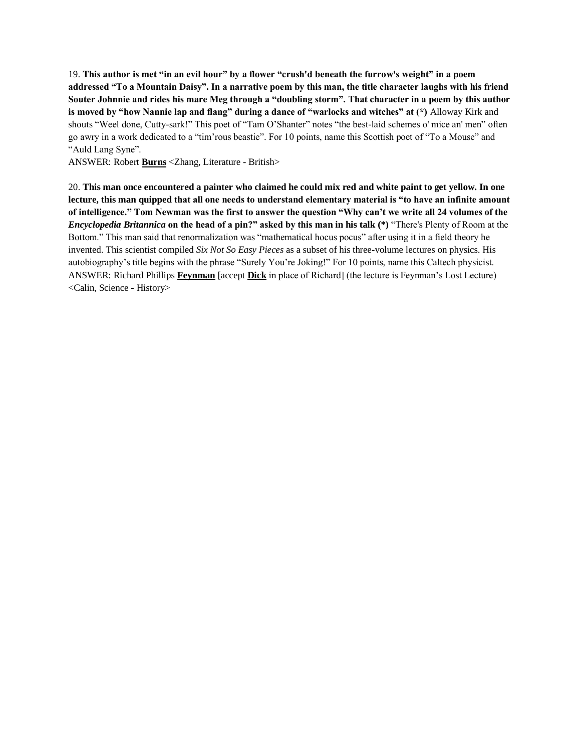19. **This author is met "in an evil hour" by a flower "crush'd beneath the furrow's weight" in a poem addressed "To a Mountain Daisy". In a narrative poem by this man, the title character laughs with his friend Souter Johnnie and rides his mare Meg through a "doubling storm". That character in a poem by this author is moved by "how Nannie lap and flang" during a dance of "warlocks and witches" at (*)** Alloway Kirk and shouts "Weel done, Cutty-sark!" This poet of "Tam O'Shanter" notes "the best-laid schemes o' mice an' men" often go awry in a work dedicated to a "tim'rous beastie". For 10 points, name this Scottish poet of "To a Mouse" and "Auld Lang Syne".

ANSWER: Robert **Burns** <Zhang, Literature - British>

20. **This man once encountered a painter who claimed he could mix red and white paint to get yellow. In one lecture, this man quipped that all one needs to understand elementary material is "to have an infinite amount of intelligence." Tom Newman was the first to answer the question "Why can't we write all 24 volumes of the *Encyclopedia Britannica* on the head of a pin?" asked by this man in his talk (*)** "There's Plenty of Room at the Bottom." This man said that renormalization was "mathematical hocus pocus" after using it in a field theory he invented. This scientist compiled *Six Not So Easy Pieces* as a subset of his three-volume lectures on physics. His autobiography's title begins with the phrase "Surely You're Joking!" For 10 points, name this Caltech physicist.

ANSWER: Richard Phillips **Feynman** [accept **Dick** in place of Richard] (the lecture is Feynman's Lost Lecture) <Calin, Science - History>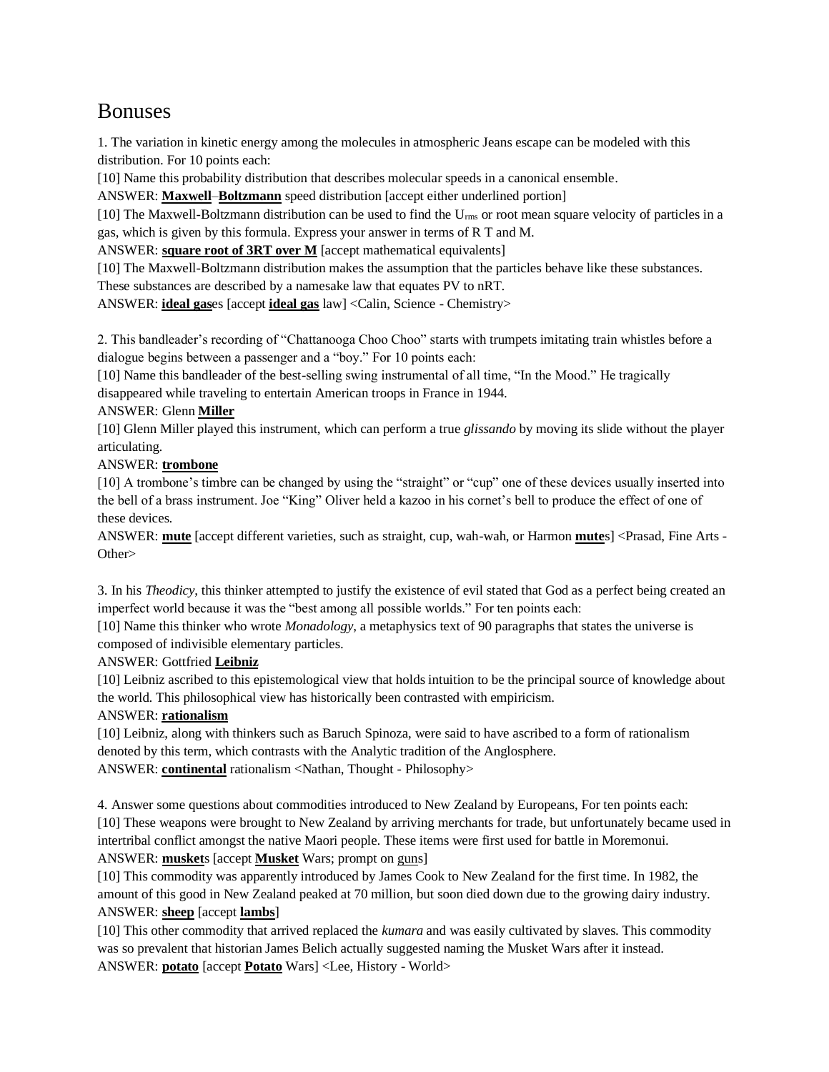# Bonuses

1. The variation in kinetic energy among the molecules in atmospheric Jeans escape can be modeled with this distribution. For 10 points each:

[10] Name this probability distribution that describes molecular speeds in a canonical ensemble.

ANSWER: **Maxwell**–**Boltzmann** speed distribution [accept either underlined portion]

[10] The Maxwell-Boltzmann distribution can be used to find the $U_{rms}$ or root mean square velocity of particles in a gas, which is given by this formula. Express your answer in terms of R T and M.

ANSWER: **square root of 3RT over M** [accept mathematical equivalents]

[10] The Maxwell-Boltzmann distribution makes the assumption that the particles behave like these substances. These substances are described by a namesake law that equates PV to nRT.

ANSWER: **ideal gas**es [accept **ideal gas** law] <Calin, Science - Chemistry>

2. This bandleader's recording of "Chattanooga Choo Choo" starts with trumpets imitating train whistles before a dialogue begins between a passenger and a "boy." For 10 points each:

[10] Name this bandleader of the best-selling swing instrumental of all time, "In the Mood." He tragically disappeared while traveling to entertain American troops in France in 1944.

ANSWER: Glenn **Miller**

[10] Glenn Miller played this instrument, which can perform a true *glissando* by moving its slide without the player articulating.

ANSWER: **trombone**

[10] A trombone's timbre can be changed by using the "straight" or "cup" one of these devices usually inserted into the bell of a brass instrument. Joe "King" Oliver held a kazoo in his cornet's bell to produce the effect of one of these devices.

ANSWER: **mute** [accept different varieties, such as straight, cup, wah-wah, or Harmon **mute**s] <Prasad, Fine Arts - Other>

3. In his *Theodicy*, this thinker attempted to justify the existence of evil stated that God as a perfect being created an imperfect world because it was the "best among all possible worlds." For ten points each:

[10] Name this thinker who wrote *Monadology*, a metaphysics text of 90 paragraphs that states the universe is composed of indivisible elementary particles.

ANSWER: Gottfried **Leibniz**

[10] Leibniz ascribed to this epistemological view that holds intuition to be the principal source of knowledge about the world. This philosophical view has historically been contrasted with empiricism.

ANSWER: **rationalism**

[10] Leibniz, along with thinkers such as Baruch Spinoza, were said to have ascribed to a form of rationalism denoted by this term, which contrasts with the Analytic tradition of the Anglosphere.

ANSWER: **continental** rationalism <Nathan, Thought - Philosophy>

4. Answer some questions about commodities introduced to New Zealand by Europeans, For ten points each:

[10] These weapons were brought to New Zealand by arriving merchants for trade, but unfortunately became used in intertribal conflict amongst the native Maori people. These items were first used for battle in Moremonui.

ANSWER: **musket**s [accept **Musket** Wars; prompt on guns]

[10] This commodity was apparently introduced by James Cook to New Zealand for the first time. In 1982, the amount of this good in New Zealand peaked at 70 million, but soon died down due to the growing dairy industry.

ANSWER: **sheep** [accept **lambs**]

[10] This other commodity that arrived replaced the *kumara* and was easily cultivated by slaves. This commodity was so prevalent that historian James Belich actually suggested naming the Musket Wars after it instead.

ANSWER: **potato** [accept **Potato** Wars] <Lee, History - World>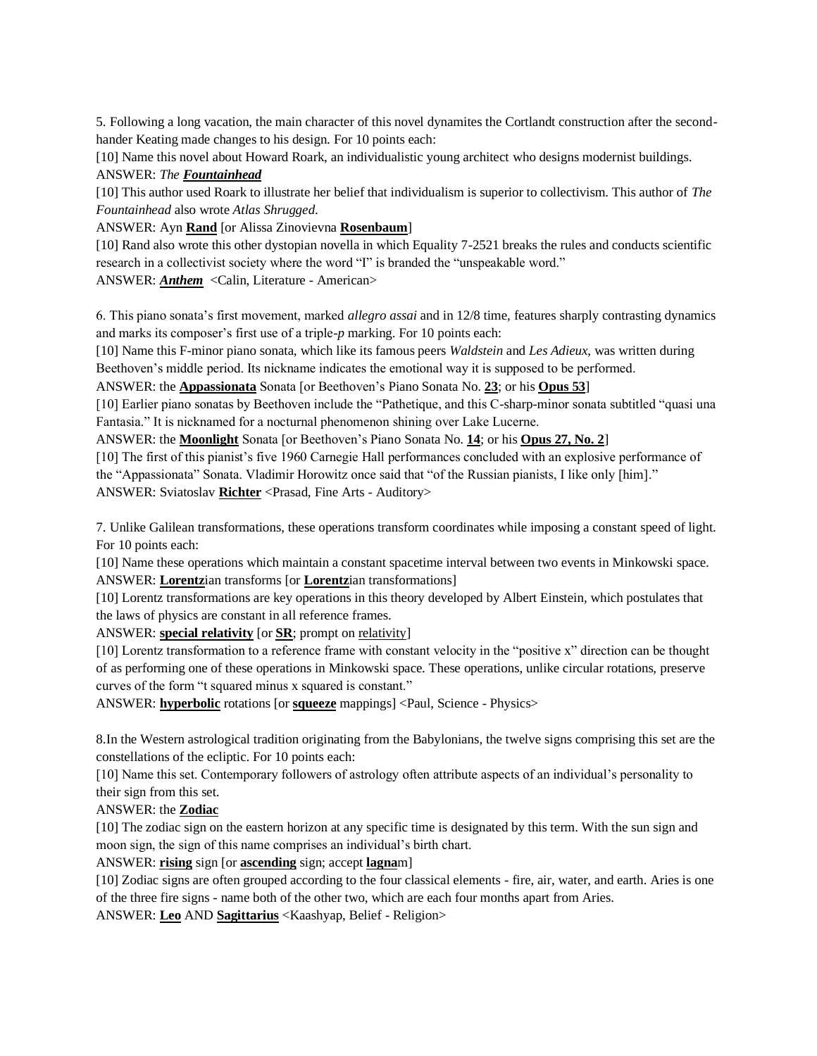5. Following a long vacation, the main character of this novel dynamites the Cortlandt construction after the second-hander Keating made changes to his design. For 10 points each:

[10] Name this novel about Howard Roark, an individualistic young architect who designs modernist buildings.

ANSWER: *The **Fountainhead***

[10] This author used Roark to illustrate her belief that individualism is superior to collectivism. This author of *The Fountainhead* also wrote *Atlas Shrugged*.

ANSWER: Ayn **Rand** [or Alissa Zinovievna **Rosenbaum**]

[10] Rand also wrote this other dystopian novella in which Equality 7-2521 breaks the rules and conducts scientific research in a collectivist society where the word "I" is branded the "unspeakable word."

ANSWER: ***Anthem*** <Calin, Literature - American>

6. This piano sonata's first movement, marked *allegro assai* and in 12/8 time, features sharply contrasting dynamics and marks its composer's first use of a triple-*p* marking. For 10 points each:

[10] Name this F-minor piano sonata, which like its famous peers *Waldstein* and *Les Adieux*, was written during Beethoven's middle period. Its nickname indicates the emotional way it is supposed to be performed.

ANSWER: the **Appassionata** Sonata [or Beethoven's Piano Sonata No. **23**; or his **Opus 53**]

[10] Earlier piano sonatas by Beethoven include the "Pathetique, and this C-sharp-minor sonata subtitled "quasi una Fantasia." It is nicknamed for a nocturnal phenomenon shining over Lake Lucerne.

ANSWER: the **Moonlight** Sonata [or Beethoven's Piano Sonata No. **14**; or his **Opus 27, No. 2**]

[10] The first of this pianist's five 1960 Carnegie Hall performances concluded with an explosive performance of the "Appassionata" Sonata. Vladimir Horowitz once said that "of the Russian pianists, I like only [him]."

ANSWER: Sviatoslav **Richter** <Prasad, Fine Arts - Auditory>

7. Unlike Galilean transformations, these operations transform coordinates while imposing a constant speed of light. For 10 points each:

[10] Name these operations which maintain a constant spacetime interval between two events in Minkowski space.

ANSWER: **Lorentz**ian transforms [or **Lorentz**ian transformations]

[10] Lorentz transformations are key operations in this theory developed by Albert Einstein, which postulates that the laws of physics are constant in all reference frames.

ANSWER: **special relativity** [or **SR**; prompt on relativity]

[10] Lorentz transformation to a reference frame with constant velocity in the "positive x" direction can be thought of as performing one of these operations in Minkowski space. These operations, unlike circular rotations, preserve curves of the form "t squared minus x squared is constant."

ANSWER: **hyperbolic** rotations [or **squeeze** mappings] <Paul, Science - Physics>

8.In the Western astrological tradition originating from the Babylonians, the twelve signs comprising this set are the constellations of the ecliptic. For 10 points each:

[10] Name this set. Contemporary followers of astrology often attribute aspects of an individual's personality to their sign from this set.

ANSWER: the **Zodiac**

[10] The zodiac sign on the eastern horizon at any specific time is designated by this term. With the sun sign and moon sign, the sign of this name comprises an individual's birth chart.

ANSWER: **rising** sign [or **ascending** sign; accept **lagna**m]

[10] Zodiac signs are often grouped according to the four classical elements - fire, air, water, and earth. Aries is one of the three fire signs - name both of the other two, which are each four months apart from Aries.

ANSWER: **Leo** AND **Sagittarius** <Kaashyap, Belief - Religion>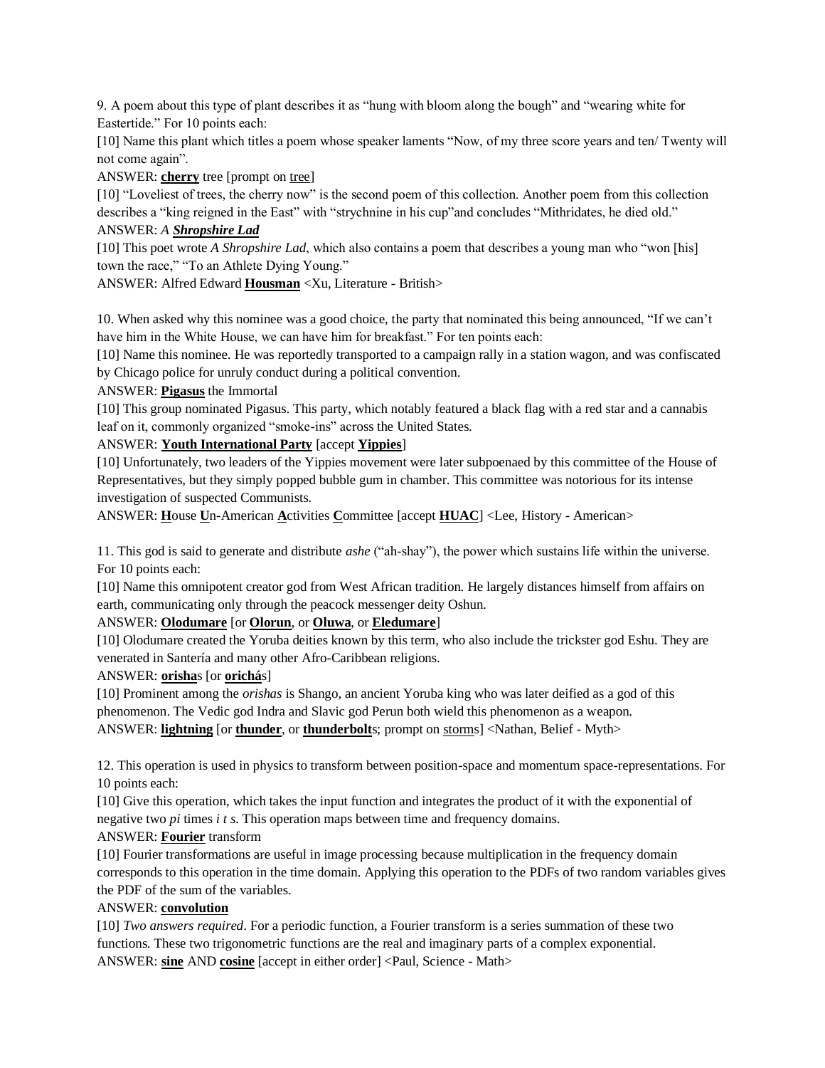9. A poem about this type of plant describes it as "hung with bloom along the bough" and "wearing white for Eastertide." For 10 points each:

[10] Name this plant which titles a poem whose speaker laments "Now, of my three score years and ten/ Twenty will not come again".

ANSWER: **cherry** tree [prompt on tree]

[10] "Loveliest of trees, the cherry now" is the second poem of this collection. Another poem from this collection describes a "king reigned in the East" with "strychnine in his cup"and concludes "Mithridates, he died old."

ANSWER: *A* ***Shropshire Lad***

[10] This poet wrote *A Shropshire Lad*, which also contains a poem that describes a young man who "won [his] town the race," "To an Athlete Dying Young."

ANSWER: Alfred Edward **Housman** <Xu, Literature - British>

10. When asked why this nominee was a good choice, the party that nominated this being announced, "If we can't have him in the White House, we can have him for breakfast." For ten points each:

[10] Name this nominee. He was reportedly transported to a campaign rally in a station wagon, and was confiscated by Chicago police for unruly conduct during a political convention.

ANSWER: **Pigasus** the Immortal

[10] This group nominated Pigasus. This party, which notably featured a black flag with a red star and a cannabis leaf on it, commonly organized "smoke-ins" across the United States.

ANSWER: **Youth International Party** [accept **Yippies**]

[10] Unfortunately, two leaders of the Yippies movement were later subpoenaed by this committee of the House of Representatives, but they simply popped bubble gum in chamber. This committee was notorious for its intense investigation of suspected Communists.

ANSWER: **H**ouse **U**n-American **A**ctivities **C**ommittee [accept **HUAC**] <Lee, History - American>

11. This god is said to generate and distribute *ashe* ("ah-shay"), the power which sustains life within the universe. For 10 points each:

[10] Name this omnipotent creator god from West African tradition. He largely distances himself from affairs on earth, communicating only through the peacock messenger deity Oshun.

ANSWER: **Olodumare** [or **Olorun**, or **Oluwa**, or **Eledumare**]

[10] Olodumare created the Yoruba deities known by this term, who also include the trickster god Eshu. They are venerated in Santería and many other Afro-Caribbean religions.

ANSWER: **orisha**s [or **orichá**s]

[10] Prominent among the *orishas* is Shango, an ancient Yoruba king who was later deified as a god of this phenomenon. The Vedic god Indra and Slavic god Perun both wield this phenomenon as a weapon.

ANSWER: **lightning** [or **thunder**, or **thunderbolt**s; prompt on storms] <Nathan, Belief - Myth>

12. This operation is used in physics to transform between position-space and momentum space-representations. For 10 points each:

[10] Give this operation, which takes the input function and integrates the product of it with the exponential of negative two *pi* times *i t s*. This operation maps between time and frequency domains.

ANSWER: **Fourier** transform

[10] Fourier transformations are useful in image processing because multiplication in the frequency domain corresponds to this operation in the time domain. Applying this operation to the PDFs of two random variables gives the PDF of the sum of the variables.

ANSWER: **convolution**

[10] *Two answers required*. For a periodic function, a Fourier transform is a series summation of these two functions. These two trigonometric functions are the real and imaginary parts of a complex exponential.

ANSWER: **sine** AND **cosine** [accept in either order] <Paul, Science - Math>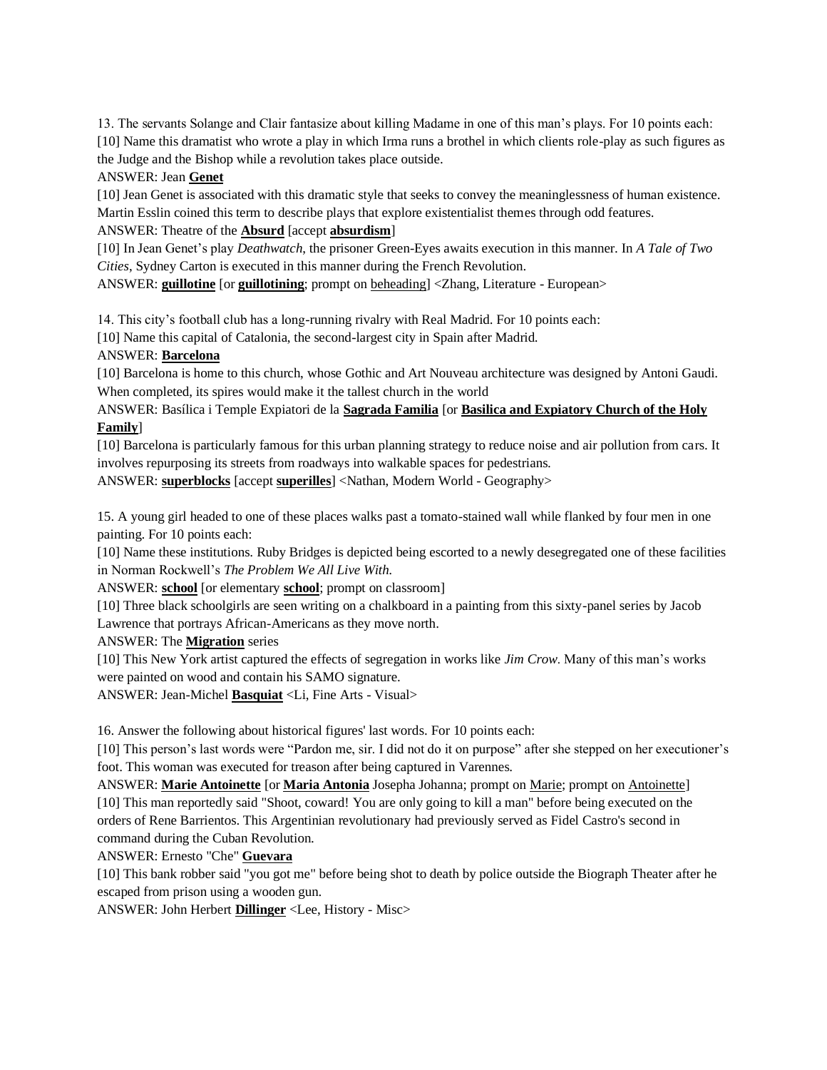13. The servants Solange and Clair fantasize about killing Madame in one of this man's plays. For 10 points each:

[10] Name this dramatist who wrote a play in which Irma runs a brothel in which clients role-play as such figures as the Judge and the Bishop while a revolution takes place outside.

ANSWER: Jean **Genet**

[10] Jean Genet is associated with this dramatic style that seeks to convey the meaninglessness of human existence. Martin Esslin coined this term to describe plays that explore existentialist themes through odd features.

ANSWER: Theatre of the **Absurd** [accept **absurdism**]

[10] In Jean Genet's play *Deathwatch*, the prisoner Green-Eyes awaits execution in this manner. In *A Tale of Two Cities*, Sydney Carton is executed in this manner during the French Revolution.

ANSWER: **guillotine** [or **guillotining**; prompt on beheading] <Zhang, Literature - European>

14. This city's football club has a long-running rivalry with Real Madrid. For 10 points each:

[10] Name this capital of Catalonia, the second-largest city in Spain after Madrid.

ANSWER: **Barcelona**

[10] Barcelona is home to this church, whose Gothic and Art Nouveau architecture was designed by Antoni Gaudi. When completed, its spires would make it the tallest church in the world

ANSWER: Basílica i Temple Expiatori de la **Sagrada Familia** [or **Basilica and Expiatory Church of the Holy Family**]

[10] Barcelona is particularly famous for this urban planning strategy to reduce noise and air pollution from cars. It involves repurposing its streets from roadways into walkable spaces for pedestrians.

ANSWER: **superblocks** [accept **superilles**] <Nathan, Modern World - Geography>

15. A young girl headed to one of these places walks past a tomato-stained wall while flanked by four men in one painting. For 10 points each:

[10] Name these institutions. Ruby Bridges is depicted being escorted to a newly desegregated one of these facilities in Norman Rockwell's *The Problem We All Live With.*

ANSWER: **school** [or elementary **school**; prompt on classroom]

[10] Three black schoolgirls are seen writing on a chalkboard in a painting from this sixty-panel series by Jacob Lawrence that portrays African-Americans as they move north.

ANSWER: The **Migration** series

[10] This New York artist captured the effects of segregation in works like *Jim Crow*. Many of this man's works were painted on wood and contain his SAMO signature.

ANSWER: Jean-Michel **Basquiat** <Li, Fine Arts - Visual>

16. Answer the following about historical figures' last words. For 10 points each:

[10] This person's last words were "Pardon me, sir. I did not do it on purpose" after she stepped on her executioner's foot. This woman was executed for treason after being captured in Varennes.

ANSWER: **Marie Antoinette** [or **Maria Antonia** Josepha Johanna; prompt on Marie; prompt on Antoinette]

[10] This man reportedly said "Shoot, coward! You are only going to kill a man" before being executed on the orders of Rene Barrientos. This Argentinian revolutionary had previously served as Fidel Castro's second in command during the Cuban Revolution.

ANSWER: Ernesto "Che" **Guevara**

[10] This bank robber said "you got me" before being shot to death by police outside the Biograph Theater after he escaped from prison using a wooden gun.

ANSWER: John Herbert **Dillinger** <Lee, History - Misc>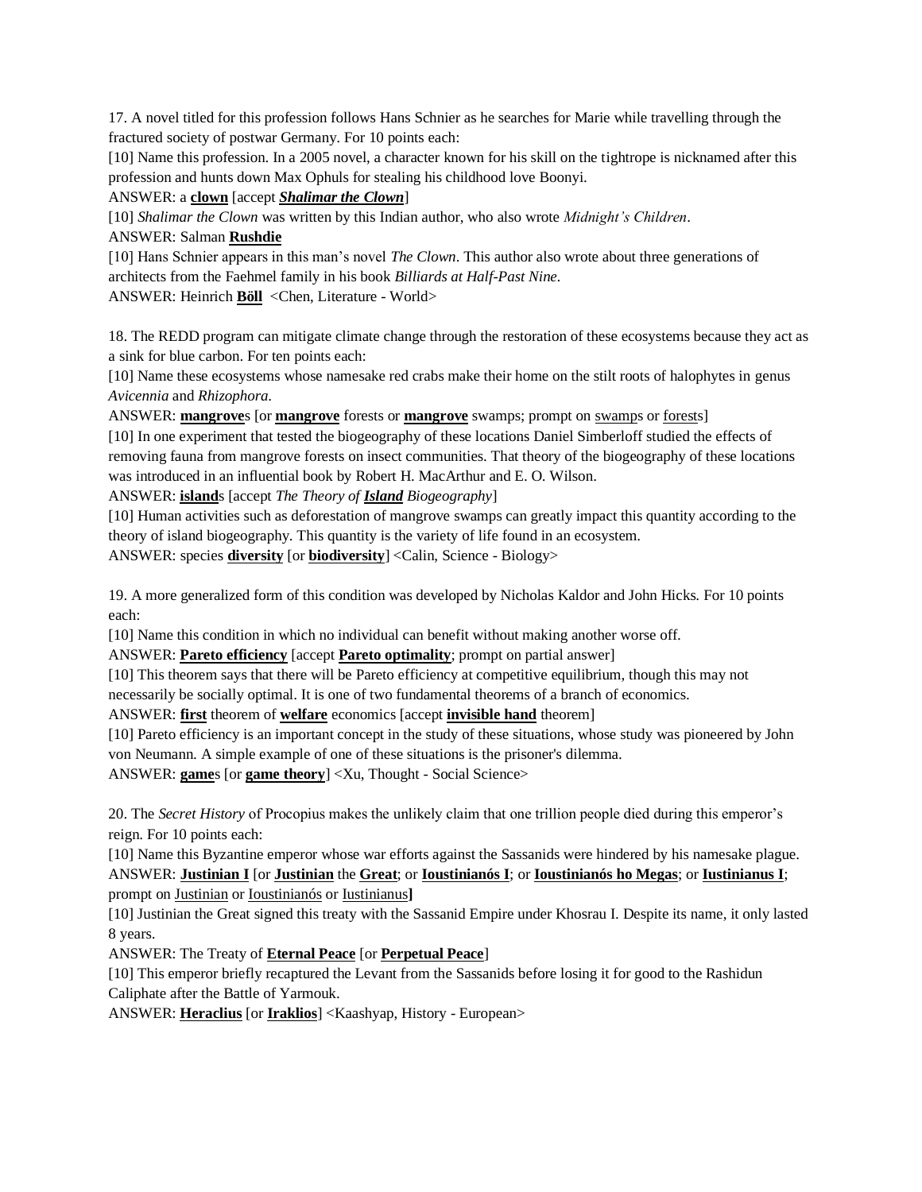17. A novel titled for this profession follows Hans Schnier as he searches for Marie while travelling through the fractured society of postwar Germany. For 10 points each:

[10] Name this profession. In a 2005 novel, a character known for his skill on the tightrope is nicknamed after this profession and hunts down Max Ophuls for stealing his childhood love Boonyi.

ANSWER: a **clown** [accept ***Shalimar the Clown***]

[10] *Shalimar the Clown* was written by this Indian author, who also wrote *Midnight's Children*.

ANSWER: Salman **Rushdie**

[10] Hans Schnier appears in this man's novel *The Clown*. This author also wrote about three generations of architects from the Faehmel family in his book *Billiards at Half-Past Nine*.

ANSWER: Heinrich **Böll** <Chen, Literature - World>

18. The REDD program can mitigate climate change through the restoration of these ecosystems because they act as a sink for blue carbon. For ten points each:

[10] Name these ecosystems whose namesake red crabs make their home on the stilt roots of halophytes in genus *Avicennia* and *Rhizophora*.

ANSWER: **mangrove**s [or **mangrove** forests or **mangrove** swamps; prompt on swamps or forests]

[10] In one experiment that tested the biogeography of these locations Daniel Simberloff studied the effects of removing fauna from mangrove forests on insect communities. That theory of the biogeography of these locations was introduced in an influential book by Robert H. MacArthur and E. O. Wilson.

ANSWER: **island**s [accept *The Theory of **Island** Biogeography*]

[10] Human activities such as deforestation of mangrove swamps can greatly impact this quantity according to the theory of island biogeography. This quantity is the variety of life found in an ecosystem.

ANSWER: species **diversity** [or **biodiversity**] <Calin, Science - Biology>

19. A more generalized form of this condition was developed by Nicholas Kaldor and John Hicks. For 10 points each:

[10] Name this condition in which no individual can benefit without making another worse off.

ANSWER: **Pareto efficiency** [accept **Pareto optimality**; prompt on partial answer]

[10] This theorem says that there will be Pareto efficiency at competitive equilibrium, though this may not necessarily be socially optimal. It is one of two fundamental theorems of a branch of economics.

ANSWER: **first** theorem of **welfare** economics [accept **invisible hand** theorem]

[10] Pareto efficiency is an important concept in the study of these situations, whose study was pioneered by John von Neumann. A simple example of one of these situations is the prisoner's dilemma.

ANSWER: **game**s [or **game theory**] <Xu, Thought - Social Science>

20. The *Secret History* of Procopius makes the unlikely claim that one trillion people died during this emperor's reign. For 10 points each:

[10] Name this Byzantine emperor whose war efforts against the Sassanids were hindered by his namesake plague.

ANSWER: **Justinian I** [or **Justinian** the **Great**; or **Ioustinianós I**; or **Ioustinianós ho Megas**; or **Iustinianus I**; prompt on Justinian or Ioustinianós or Iustinianus]

[10] Justinian the Great signed this treaty with the Sassanid Empire under Khosrau I. Despite its name, it only lasted 8 years.

ANSWER: The Treaty of **Eternal Peace** [or **Perpetual Peace**]

[10] This emperor briefly recaptured the Levant from the Sassanids before losing it for good to the Rashidun Caliphate after the Battle of Yarmouk.

ANSWER: **Heraclius** [or **Iraklios**] <Kaashyap, History - European>